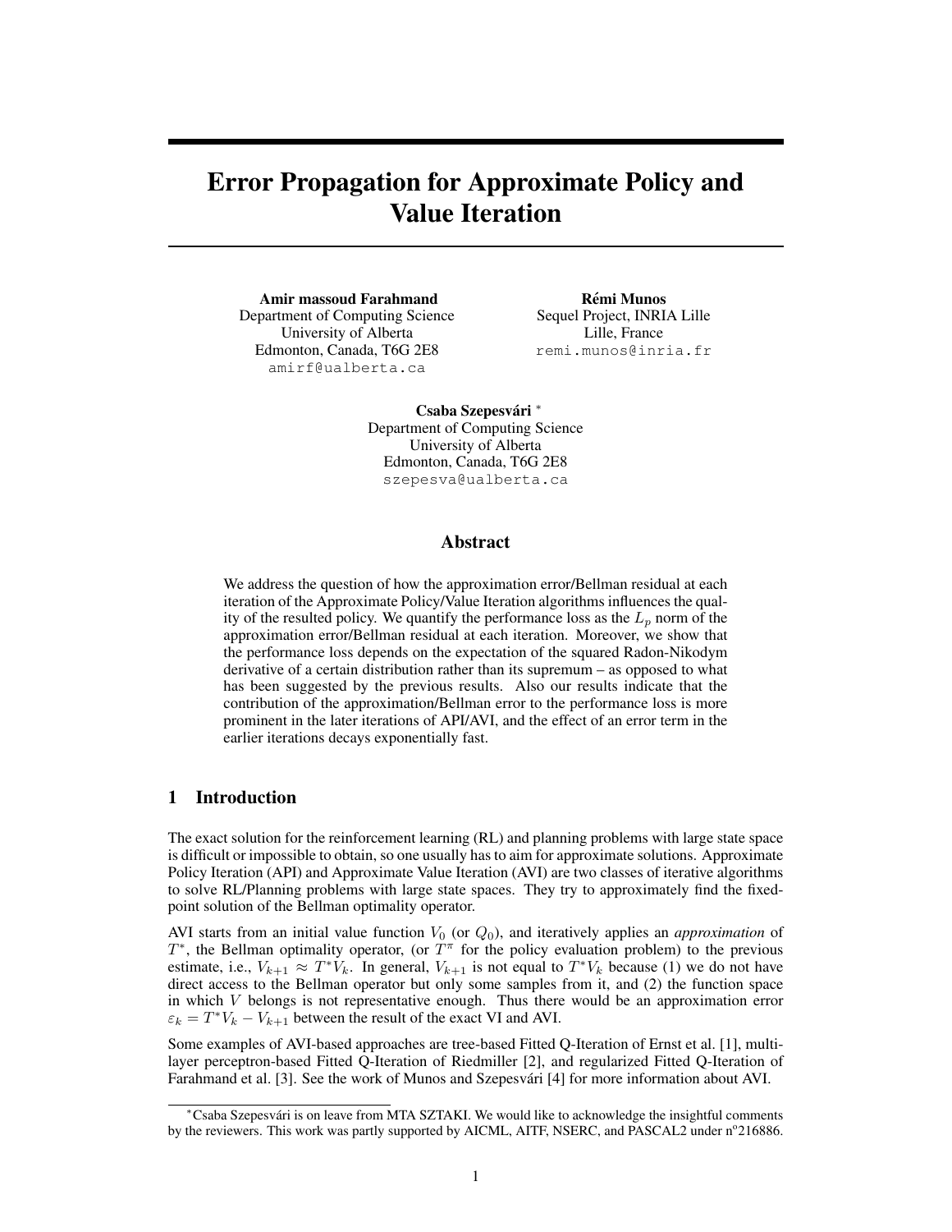# Error Propagation for Approximate Policy and Value Iteration

**Amir massoud Farahmand**
Department of Computing Science
University of Alberta
Edmonton, Canada, T6G 2E8
amirf@ualberta.ca

**Rémi Munos**
Sequel Project, INRIA Lille
Lille, France
remi.munos@inria.fr

**Csaba Szepesvári** *
Department of Computing Science
University of Alberta
Edmonton, Canada, T6G 2E8
szepesva@ualberta.ca

## Abstract

We address the question of how the approximation error/Bellman residual at each iteration of the Approximate Policy/Value Iteration algorithms influences the quality of the resulted policy. We quantify the performance loss as the $L_p$ norm of the approximation error/Bellman residual at each iteration. Moreover, we show that the performance loss depends on the expectation of the squared Radon-Nikodym derivative of a certain distribution rather than its supremum – as opposed to what has been suggested by the previous results. Also our results indicate that the contribution of the approximation/Bellman error to the performance loss is more prominent in the later iterations of API/AVI, and the effect of an error term in the earlier iterations decays exponentially fast.

## 1 Introduction

The exact solution for the reinforcement learning (RL) and planning problems with large state space is difficult or impossible to obtain, so one usually has to aim for approximate solutions. Approximate Policy Iteration (API) and Approximate Value Iteration (AVI) are two classes of iterative algorithms to solve RL/Planning problems with large state spaces. They try to approximately find the fixed-point solution of the Bellman optimality operator.

AVI starts from an initial value function $V_0$ (or $Q_0$), and iteratively applies an *approximation* of $T^*$, the Bellman optimality operator, (or $T^\pi$ for the policy evaluation problem) to the previous estimate, i.e., $V_{k+1} \approx T^* V_k$. In general, $V_{k+1}$ is not equal to $T^* V_k$ because (1) we do not have direct access to the Bellman operator but only some samples from it, and (2) the function space in which $V$ belongs is not representative enough. Thus there would be an approximation error $\varepsilon_k = T^* V_k - V_{k+1}$ between the result of the exact VI and AVI.

Some examples of AVI-based approaches are tree-based Fitted Q-Iteration of Ernst et al. [1], multi-layer perceptron-based Fitted Q-Iteration of Riedmiller [2], and regularized Fitted Q-Iteration of Farahmand et al. [3]. See the work of Munos and Szepesvári [4] for more information about AVI.

*Csaba Szepesvári is on leave from MTA SZTAKI. We would like to acknowledge the insightful comments by the reviewers. This work was partly supported by AICML, AITF, NSERC, and PASCAL2 under n°216886.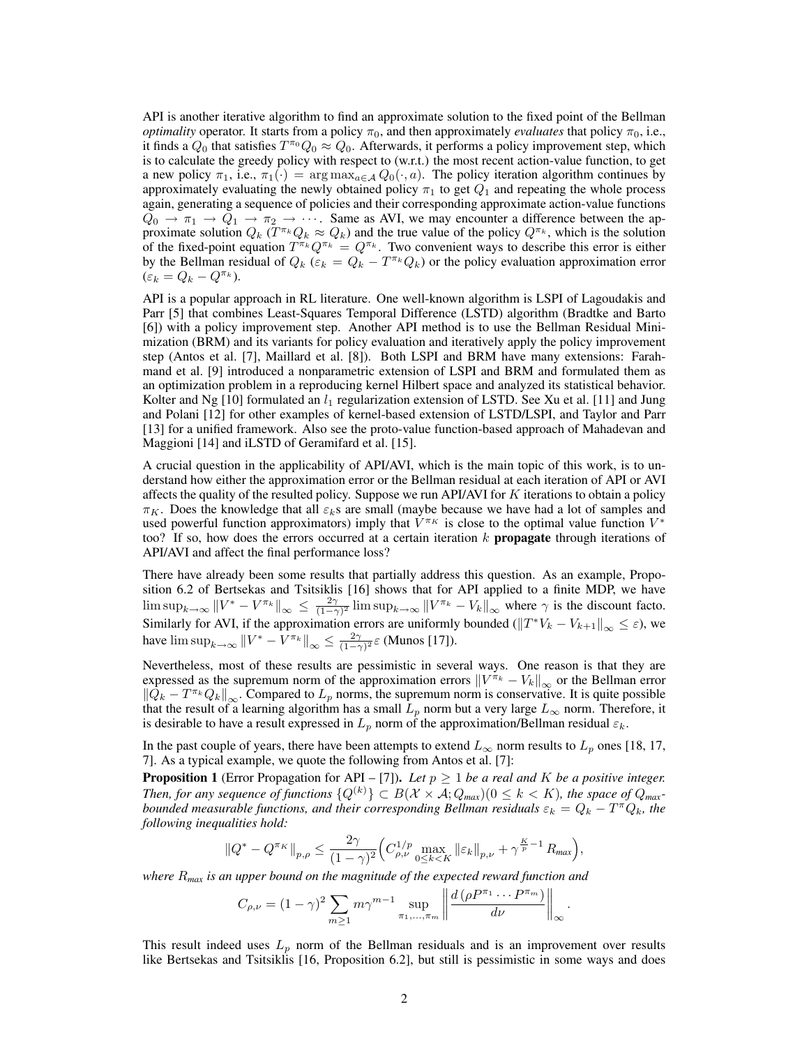API is another iterative algorithm to find an approximate solution to the fixed point of the Bellman *optimality* operator. It starts from a policy $\pi_0$, and then approximately *evaluates* that policy $\pi_0$, i.e., it finds a $Q_0$ that satisfies $T^{\pi_0} Q_0 \approx Q_0$. Afterwards, it performs a policy improvement step, which is to calculate the greedy policy with respect to (w.r.t.) the most recent action-value function, to get a new policy $\pi_1$, i.e., $\pi_1(\cdot) = \arg\max_{a \in \mathcal{A}} Q_0(\cdot, a)$. The policy iteration algorithm continues by approximately evaluating the newly obtained policy $\pi_1$ to get $Q_1$ and repeating the whole process again, generating a sequence of policies and their corresponding approximate action-value functions $Q_0 \to \pi_1 \to Q_1 \to \pi_2 \to \cdots$. Same as AVI, we may encounter a difference between the approximate solution $Q_k$ ($T^{\pi_k} Q_k \approx Q_k$) and the true value of the policy $Q^{\pi_k}$, which is the solution of the fixed-point equation $T^{\pi_k} Q^{\pi_k} = Q^{\pi_k}$. Two convenient ways to describe this error is either by the Bellman residual of $Q_k$ ($\varepsilon_k = Q_k - T^{\pi_k} Q_k$) or the policy evaluation approximation error ($\varepsilon_k = Q_k - Q^{\pi_k}$).

API is a popular approach in RL literature. One well-known algorithm is LSPI of Lagoudakis and Parr [5] that combines Least-Squares Temporal Difference (LSTD) algorithm (Bradtke and Barto [6]) with a policy improvement step. Another API method is to use the Bellman Residual Minimization (BRM) and its variants for policy evaluation and iteratively apply the policy improvement step (Antos et al. [7], Maillard et al. [8]). Both LSPI and BRM have many extensions: Farahmand et al. [9] introduced a nonparametric extension of LSPI and BRM and formulated them as an optimization problem in a reproducing kernel Hilbert space and analyzed its statistical behavior. Kolter and Ng [10] formulated an $l_1$ regularization extension of LSTD. See Xu et al. [11] and Jung and Polani [12] for other examples of kernel-based extension of LSTD/LSPI, and Taylor and Parr [13] for a unified framework. Also see the proto-value function-based approach of Mahadevan and Maggioni [14] and iLSTD of Geramifard et al. [15].

A crucial question in the applicability of API/AVI, which is the main topic of this work, is to understand how either the approximation error or the Bellman residual at each iteration of API or AVI affects the quality of the resulted policy. Suppose we run API/AVI for $K$ iterations to obtain a policy $\pi_K$. Does the knowledge that all $\varepsilon_k$s are small (maybe because we have had a lot of samples and used powerful function approximators) imply that $V^{\pi_K}$ is close to the optimal value function $V^*$ too? If so, how does the errors occurred at a certain iteration $k$ **propagate** through iterations of API/AVI and affect the final performance loss?

There have already been some results that partially address this question. As an example, Proposition 6.2 of Bertsekas and Tsitsiklis [16] shows that for API applied to a finite MDP, we have $\limsup_{k\to\infty} \|V^* - V^{\pi_k}\|_\infty \leq \frac{2\gamma}{(1-\gamma)^2} \limsup_{k\to\infty} \|V^{\pi_k} - V_k\|_\infty$ where $\gamma$ is the discount facto. Similarly for AVI, if the approximation errors are uniformly bounded ($\|T^* V_k - V_{k+1}\|_\infty \leq \varepsilon$), we have $\limsup_{k\to\infty} \|V^* - V^{\pi_k}\|_\infty \leq \frac{2\gamma}{(1-\gamma)^2}\varepsilon$ (Munos [17]).

Nevertheless, most of these results are pessimistic in several ways. One reason is that they are expressed as the supremum norm of the approximation errors $\|V^{\pi_k} - V_k\|_\infty$ or the Bellman error $\|Q_k - T^{\pi_k} Q_k\|_\infty$. Compared to $L_p$ norms, the supremum norm is conservative. It is quite possible that the result of a learning algorithm has a small $L_p$ norm but a very large $L_\infty$ norm. Therefore, it is desirable to have a result expressed in $L_p$ norm of the approximation/Bellman residual $\varepsilon_k$.

In the past couple of years, there have been attempts to extend $L_\infty$ norm results to $L_p$ ones [18, 17, 7]. As a typical example, we quote the following from Antos et al. [7]:

**Proposition 1** (Error Propagation for API – [7]). *Let $p \geq 1$ be a real and $K$ be a positive integer. Then, for any sequence of functions $\{Q^{(k)}\} \subset B(\mathcal{X} \times \mathcal{A}; Q_{max})(0 \leq k < K)$, the space of $Q_{max}$-bounded measurable functions, and their corresponding Bellman residuals $\varepsilon_k = Q_k - T^{\pi} Q_k$, the following inequalities hold:*

$$\|Q^* - Q^{\pi_K}\|_{p,\rho} \leq \frac{2\gamma}{(1-\gamma)^2} \Big( C_{\rho,\nu}^{1/p} \max_{0 \leq k < K} \|\varepsilon_k\|_{p,\nu} + \gamma^{\frac{K}{p}-1} R_{max} \Big),$$

*where $R_{max}$ is an upper bound on the magnitude of the expected reward function and*

$$C_{\rho,\nu} = (1-\gamma)^2 \sum_{m \geq 1} m \gamma^{m-1} \sup_{\pi_1,\ldots,\pi_m} \left\| \frac{d\left(\rho P^{\pi_1} \cdots P^{\pi_m}\right)}{d\nu} \right\|_\infty .$$

This result indeed uses $L_p$ norm of the Bellman residuals and is an improvement over results like Bertsekas and Tsitsiklis [16, Proposition 6.2], but still is pessimistic in some ways and does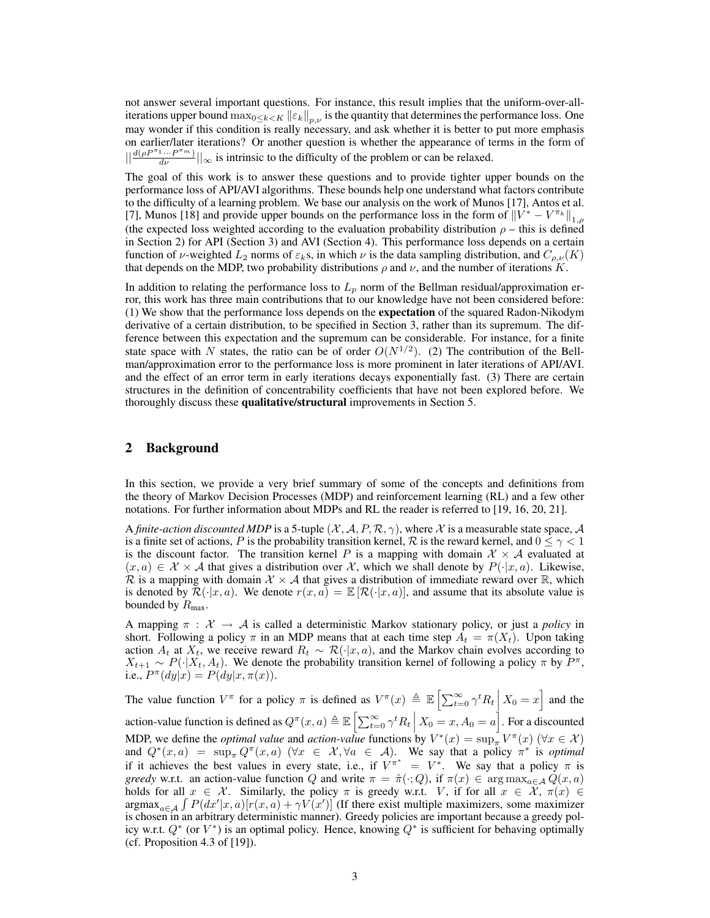not answer several important questions. For instance, this result implies that the uniform-over-all-iterations upper bound $\max_{0 \leq k < K} \|\varepsilon_k\|_{p,\nu}$ is the quantity that determines the performance loss. One may wonder if this condition is really necessary, and ask whether it is better to put more emphasis on earlier/later iterations? Or another question is whether the appearance of terms in the form of $||\frac{d(\rho P^{\pi_1} \cdots P^{\pi_m})}{d\nu}||_\infty$ is intrinsic to the difficulty of the problem or can be relaxed.

The goal of this work is to answer these questions and to provide tighter upper bounds on the performance loss of API/AVI algorithms. These bounds help one understand what factors contribute to the difficulty of a learning problem. We base our analysis on the work of Munos [17], Antos et al. [7], Munos [18] and provide upper bounds on the performance loss in the form of $\|V^* - V^{\pi_k}\|_{1,\rho}$ (the expected loss weighted according to the evaluation probability distribution $\rho$ – this is defined in Section 2) for API (Section 3) and AVI (Section 4). This performance loss depends on a certain function of $\nu$-weighted $L_2$ norms of $\varepsilon_k$s, in which $\nu$ is the data sampling distribution, and $C_{\rho,\nu}(K)$ that depends on the MDP, two probability distributions $\rho$ and $\nu$, and the number of iterations $K$.

In addition to relating the performance loss to $L_p$ norm of the Bellman residual/approximation error, this work has three main contributions that to our knowledge have not been considered before: (1) We show that the performance loss depends on the **expectation** of the squared Radon-Nikodym derivative of a certain distribution, to be specified in Section 3, rather than its supremum. The difference between this expectation and the supremum can be considerable. For instance, for a finite state space with $N$ states, the ratio can be of order $O(N^{1/2})$. (2) The contribution of the Bellman/approximation error to the performance loss is more prominent in later iterations of API/AVI. and the effect of an error term in early iterations decays exponentially fast. (3) There are certain structures in the definition of concentrability coefficients that have not been explored before. We thoroughly discuss these **qualitative/structural** improvements in Section 5.

## 2 Background

In this section, we provide a very brief summary of some of the concepts and definitions from the theory of Markov Decision Processes (MDP) and reinforcement learning (RL) and a few other notations. For further information about MDPs and RL the reader is referred to [19, 16, 20, 21].

A *finite-action discounted MDP* is a 5-tuple $(\mathcal{X}, \mathcal{A}, P, \mathcal{R}, \gamma)$, where $\mathcal{X}$ is a measurable state space, $\mathcal{A}$ is a finite set of actions, $P$ is the probability transition kernel, $\mathcal{R}$ is the reward kernel, and $0 \leq \gamma < 1$ is the discount factor. The transition kernel $P$ is a mapping with domain $\mathcal{X} \times \mathcal{A}$ evaluated at $(x, a) \in \mathcal{X} \times \mathcal{A}$ that gives a distribution over $\mathcal{X}$, which we shall denote by $P(\cdot|x, a)$. Likewise, $\mathcal{R}$ is a mapping with domain $\mathcal{X} \times \mathcal{A}$ that gives a distribution of immediate reward over $\mathbb{R}$, which is denoted by $\mathcal{R}(\cdot|x, a)$. We denote $r(x, a) = \mathbb{E}[\mathcal{R}(\cdot|x, a)]$, and assume that its absolute value is bounded by $R_{\max}$.

A mapping $\pi : \mathcal{X} \to \mathcal{A}$ is called a deterministic Markov stationary policy, or just a *policy* in short. Following a policy $\pi$ in an MDP means that at each time step $A_t = \pi(X_t)$. Upon taking action $A_t$ at $X_t$, we receive reward $R_t \sim \mathcal{R}(\cdot|x, a)$, and the Markov chain evolves according to $X_{t+1} \sim P(\cdot|X_t, A_t)$. We denote the probability transition kernel of following a policy $\pi$ by $P^\pi$, i.e., $P^\pi(dy|x) = P(dy|x, \pi(x))$.

The value function $V^\pi$ for a policy $\pi$ is defined as $V^\pi(x) \triangleq \mathbb{E}\left[\sum_{t=0}^{\infty} \gamma^t R_t \,\middle|\, X_0 = x\right]$ and the action-value function is defined as $Q^\pi(x, a) \triangleq \mathbb{E}\left[\sum_{t=0}^{\infty} \gamma^t R_t \,\middle|\, X_0 = x, A_0 = a\right]$. For a discounted MDP, we define the *optimal value* and *action-value* functions by $V^*(x) = \sup_\pi V^\pi(x)$ ($\forall x \in \mathcal{X}$) and $Q^*(x, a) = \sup_\pi Q^\pi(x, a)$ ($\forall x \in \mathcal{X}, \forall a \in \mathcal{A}$). We say that a policy $\pi^*$ is *optimal* if it achieves the best values in every state, i.e., if $V^{\pi^*} = V^*$. We say that a policy $\pi$ is *greedy* w.r.t. an action-value function $Q$ and write $\pi = \hat{\pi}(\cdot; Q)$, if $\pi(x) \in \arg\max_{a \in \mathcal{A}} Q(x, a)$ holds for all $x \in \mathcal{X}$. Similarly, the policy $\pi$ is greedy w.r.t. $V$, if for all $x \in \mathcal{X}$, $\pi(x) \in \operatorname{argmax}_{a \in \mathcal{A}} \int P(dx'|x, a)[r(x, a) + \gamma V(x')]$ (If there exist multiple maximizers, some maximizer is chosen in an arbitrary deterministic manner). Greedy policies are important because a greedy policy w.r.t. $Q^*$ (or $V^*$) is an optimal policy. Hence, knowing $Q^*$ is sufficient for behaving optimally (cf. Proposition 4.3 of [19]).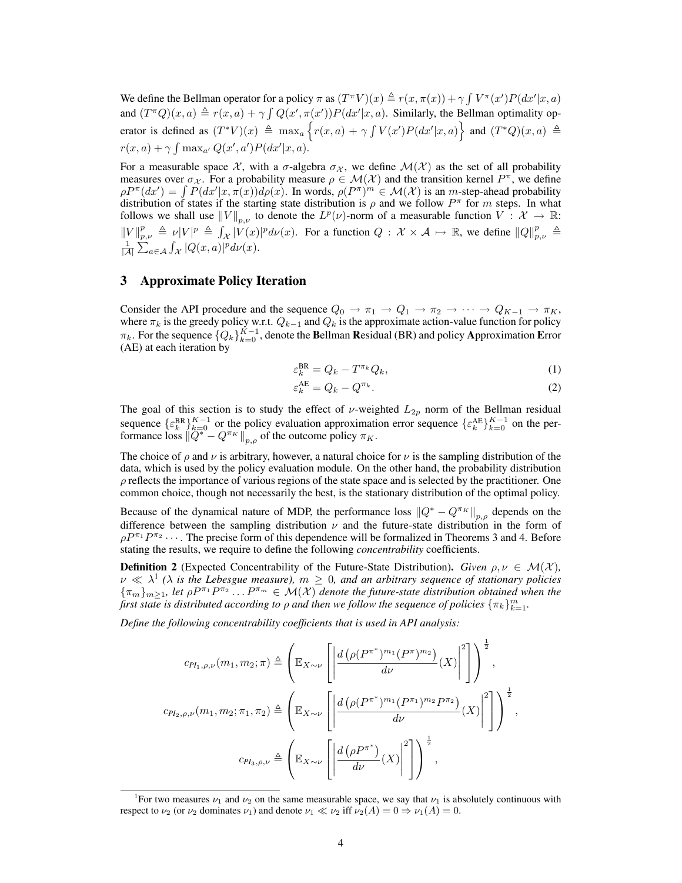We define the Bellman operator for a policy $\pi$ as $(T^\pi V)(x) \triangleq r(x, \pi(x)) + \gamma \int V^\pi(x') P(dx'|x, a)$ and $(T^\pi Q)(x, a) \triangleq r(x, a) + \gamma \int Q(x', \pi(x')) P(dx'|x, a)$. Similarly, the Bellman optimality operator is defined as $(T^* V)(x) \triangleq \max_a \left\{ r(x, a) + \gamma \int V(x') P(dx'|x, a) \right\}$ and $(T^* Q)(x, a) \triangleq r(x, a) + \gamma \int \max_{a'} Q(x', a') P(dx'|x, a)$.

For a measurable space $\mathcal{X}$, with a $\sigma$-algebra $\sigma_{\mathcal{X}}$, we define $\mathcal{M}(\mathcal{X})$ as the set of all probability measures over $\sigma_{\mathcal{X}}$. For a probability measure $\rho \in \mathcal{M}(\mathcal{X})$ and the transition kernel $P^\pi$, we define $\rho P^\pi(dx') = \int P(dx'|x, \pi(x)) d\rho(x)$. In words, $\rho(P^\pi)^m \in \mathcal{M}(\mathcal{X})$ is an $m$-step-ahead probability distribution of states if the starting state distribution is $\rho$ and we follow $P^\pi$ for $m$ steps. In what follows we shall use $\|V\|_{p,\nu}$ to denote the $L^p(\nu)$-norm of a measurable function $V : \mathcal{X} \to \mathbb{R}$: $\|V\|_{p,\nu}^p \triangleq \nu |V|^p \triangleq \int_{\mathcal{X}} |V(x)|^p d\nu(x)$. For a function $Q : \mathcal{X} \times \mathcal{A} \mapsto \mathbb{R}$, we define $\|Q\|_{p,\nu}^p \triangleq \frac{1}{|\mathcal{A}|} \sum_{a \in \mathcal{A}} \int_{\mathcal{X}} |Q(x, a)|^p d\nu(x)$.

## 3 Approximate Policy Iteration

Consider the API procedure and the sequence $Q_0 \to \pi_1 \to Q_1 \to \pi_2 \to \cdots \to Q_{K-1} \to \pi_K$, where $\pi_k$ is the greedy policy w.r.t. $Q_{k-1}$ and $Q_k$ is the approximate action-value function for policy $\pi_k$. For the sequence $\{Q_k\}_{k=0}^{K-1}$, denote the **B**ellman **R**esidual (BR) and policy **A**pproximation **E**rror (AE) at each iteration by

$$\varepsilon_k^{\text{BR}} = Q_k - T^{\pi_k} Q_k, \tag{1}$$

$$\varepsilon_k^{\text{AE}} = Q_k - Q^{\pi_k}. \tag{2}$$

The goal of this section is to study the effect of $\nu$-weighted $L_{2p}$ norm of the Bellman residual sequence $\{\varepsilon_k^{\text{BR}}\}_{k=0}^{K-1}$ or the policy evaluation approximation error sequence $\{\varepsilon_k^{\text{AE}}\}_{k=0}^{K-1}$ on the performance loss $\|Q^* - Q^{\pi_K}\|_{p,\rho}$ of the outcome policy $\pi_K$.

The choice of $\rho$ and $\nu$ is arbitrary, however, a natural choice for $\nu$ is the sampling distribution of the data, which is used by the policy evaluation module. On the other hand, the probability distribution $\rho$ reflects the importance of various regions of the state space and is selected by the practitioner. One common choice, though not necessarily the best, is the stationary distribution of the optimal policy.

Because of the dynamical nature of MDP, the performance loss $\|Q^* - Q^{\pi_K}\|_{p,\rho}$ depends on the difference between the sampling distribution $\nu$ and the future-state distribution in the form of $\rho P^{\pi_1} P^{\pi_2} \cdots$. The precise form of this dependence will be formalized in Theorems 3 and 4. Before stating the results, we require to define the following *concentrability* coefficients.

**Definition 2** (Expected Concentrability of the Future-State Distribution). *Given $\rho, \nu \in \mathcal{M}(\mathcal{X})$, $\nu \ll \lambda$[1] ($\lambda$ is the Lebesgue measure), $m \geq 0$, and an arbitrary sequence of stationary policies $\{\pi_m\}_{m \geq 1}$, let $\rho P^{\pi_1} P^{\pi_2} \ldots P^{\pi_m} \in \mathcal{M}(\mathcal{X})$ denote the future-state distribution obtained when the first state is distributed according to $\rho$ and then we follow the sequence of policies $\{\pi_k\}_{k=1}^m$.*

*Define the following concentrability coefficients that is used in API analysis:*

$$c_{PI_1,\rho,\nu}(m_1, m_2; \pi) \triangleq \left( \mathbb{E}_{X \sim \nu} \left[ \left| \frac{d\left(\rho (P^{\pi^*})^{m_1} (P^\pi)^{m_2}\right)}{d\nu}(X) \right|^2 \right] \right)^{\frac{1}{2}},$$

$$c_{PI_2,\rho,\nu}(m_1, m_2; \pi_1, \pi_2) \triangleq \left( \mathbb{E}_{X \sim \nu} \left[ \left| \frac{d\left(\rho (P^{\pi^*})^{m_1} (P^{\pi_1})^{m_2} P^{\pi_2}\right)}{d\nu}(X) \right|^2 \right] \right)^{\frac{1}{2}},$$

$$c_{PI_3,\rho,\nu} \triangleq \left( \mathbb{E}_{X \sim \nu} \left[ \left| \frac{d\left(\rho P^{\pi^*}\right)}{d\nu}(X) \right|^2 \right] \right)^{\frac{1}{2}},$$

[1]For two measures $\nu_1$ and $\nu_2$ on the same measurable space, we say that $\nu_1$ is absolutely continuous with respect to $\nu_2$ (or $\nu_2$ dominates $\nu_1$) and denote $\nu_1 \ll \nu_2$ iff $\nu_2(A) = 0 \Rightarrow \nu_1(A) = 0$.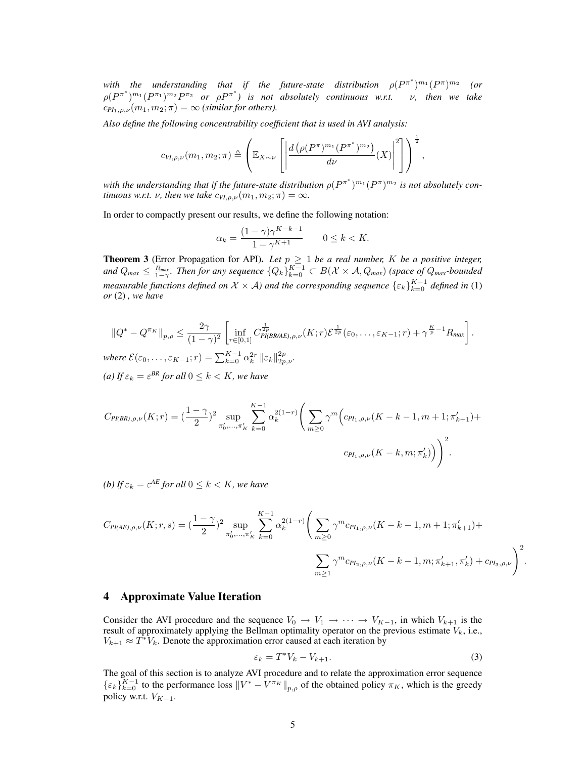*with the understanding that if the future-state distribution $\rho(P^{\pi^*})^{m_1}(P^{\pi})^{m_2}$ (or $\rho(P^{\pi^*})^{m_1}(P^{\pi_1})^{m_2}P^{\pi_2}$ or $\rho P^{\pi^*}$) is not absolutely continuous w.r.t. $\nu$, then we take $c_{PI_1,\rho,\nu}(m_1, m_2; \pi) = \infty$ (similar for others).*

*Also define the following concentrability coefficient that is used in AVI analysis:*

$$c_{VI,\rho,\nu}(m_1, m_2; \pi) \triangleq \left( \mathbb{E}_{X\sim\nu} \left[ \left| \frac{d\left(\rho(P^{\pi})^{m_1}(P^{\pi^*})^{m_2}\right)}{d\nu}(X) \right|^2 \right] \right)^{\frac{1}{2}},$$

*with the understanding that if the future-state distribution $\rho(P^{\pi^*})^{m_1}(P^{\pi})^{m_2}$ is not absolutely continuous w.r.t. $\nu$, then we take $c_{VI,\rho,\nu}(m_1, m_2; \pi) = \infty$.*

In order to compactly present our results, we define the following notation:

$$\alpha_k = \frac{(1-\gamma)\gamma^{K-k-1}}{1-\gamma^{K+1}} \qquad 0 \le k < K.$$

**Theorem 3** (Error Propagation for API). *Let $p \ge 1$ be a real number, $K$ be a positive integer, and $Q_{max} \le \frac{R_{max}}{1-\gamma}$. Then for any sequence $\{Q_k\}_{k=0}^{K-1} \subset B(\mathcal{X}\times\mathcal{A}, Q_{max})$ (space of $Q_{max}$-bounded measurable functions defined on $\mathcal{X}\times\mathcal{A}$) and the corresponding sequence $\{\varepsilon_k\}_{k=0}^{K-1}$ defined in* (1) *or* (2) *, we have*

$$\|Q^* - Q^{\pi_K}\|_{p,\rho} \le \frac{2\gamma}{(1-\gamma)^2} \left[ \inf_{r\in[0,1]} C^{\frac{1}{2p}}_{PI(BR/AE),\rho,\nu}(K; r) \mathcal{E}^{\frac{1}{2p}}(\varepsilon_0, \ldots, \varepsilon_{K-1}; r) + \gamma^{\frac{K}{p}-1} R_{max} \right].$$

*where $\mathcal{E}(\varepsilon_0, \ldots, \varepsilon_{K-1}; r) = \sum_{k=0}^{K-1} \alpha_k^{2r} \|\varepsilon_k\|_{2p,\nu}^{2p}$.*

*(a) If $\varepsilon_k = \varepsilon^{BR}$ for all $0 \le k < K$, we have*

$$C_{PI(BR),\rho,\nu}(K; r) = \left(\frac{1-\gamma}{2}\right)^2 \sup_{\pi'_0,\ldots,\pi'_K} \sum_{k=0}^{K-1} \alpha_k^{2(1-r)} \left( \sum_{m\ge 0} \gamma^m \Big( c_{PI_1,\rho,\nu}(K-k-1, m+1; \pi'_{k+1}) + c_{PI_1,\rho,\nu}(K-k, m; \pi'_k) \Big) \right)^2.$$

*(b) If $\varepsilon_k = \varepsilon^{AE}$ for all $0 \le k < K$, we have*

$$C_{PI(AE),\rho,\nu}(K; r, s) = \left(\frac{1-\gamma}{2}\right)^2 \sup_{\pi'_0,\ldots,\pi'_K} \sum_{k=0}^{K-1} \alpha_k^{2(1-r)} \left( \sum_{m\ge 0} \gamma^m c_{PI_1,\rho,\nu}(K-k-1, m+1; \pi'_{k+1}) + \sum_{m\ge 1} \gamma^m c_{PI_2,\rho,\nu}(K-k-1, m; \pi'_{k+1}, \pi'_k) + c_{PI_3,\rho,\nu} \right)^2.$$

## 4 Approximate Value Iteration

Consider the AVI procedure and the sequence $V_0 \to V_1 \to \cdots \to V_{K-1}$, in which $V_{k+1}$ is the result of approximately applying the Bellman optimality operator on the previous estimate $V_k$, i.e., $V_{k+1} \approx T^* V_k$. Denote the approximation error caused at each iteration by

$$\varepsilon_k = T^* V_k - V_{k+1}. \tag{3}$$

The goal of this section is to analyze AVI procedure and to relate the approximation error sequence $\{\varepsilon_k\}_{k=0}^{K-1}$ to the performance loss $\|V^* - V^{\pi_K}\|_{p,\rho}$ of the obtained policy $\pi_K$, which is the greedy policy w.r.t. $V_{K-1}$.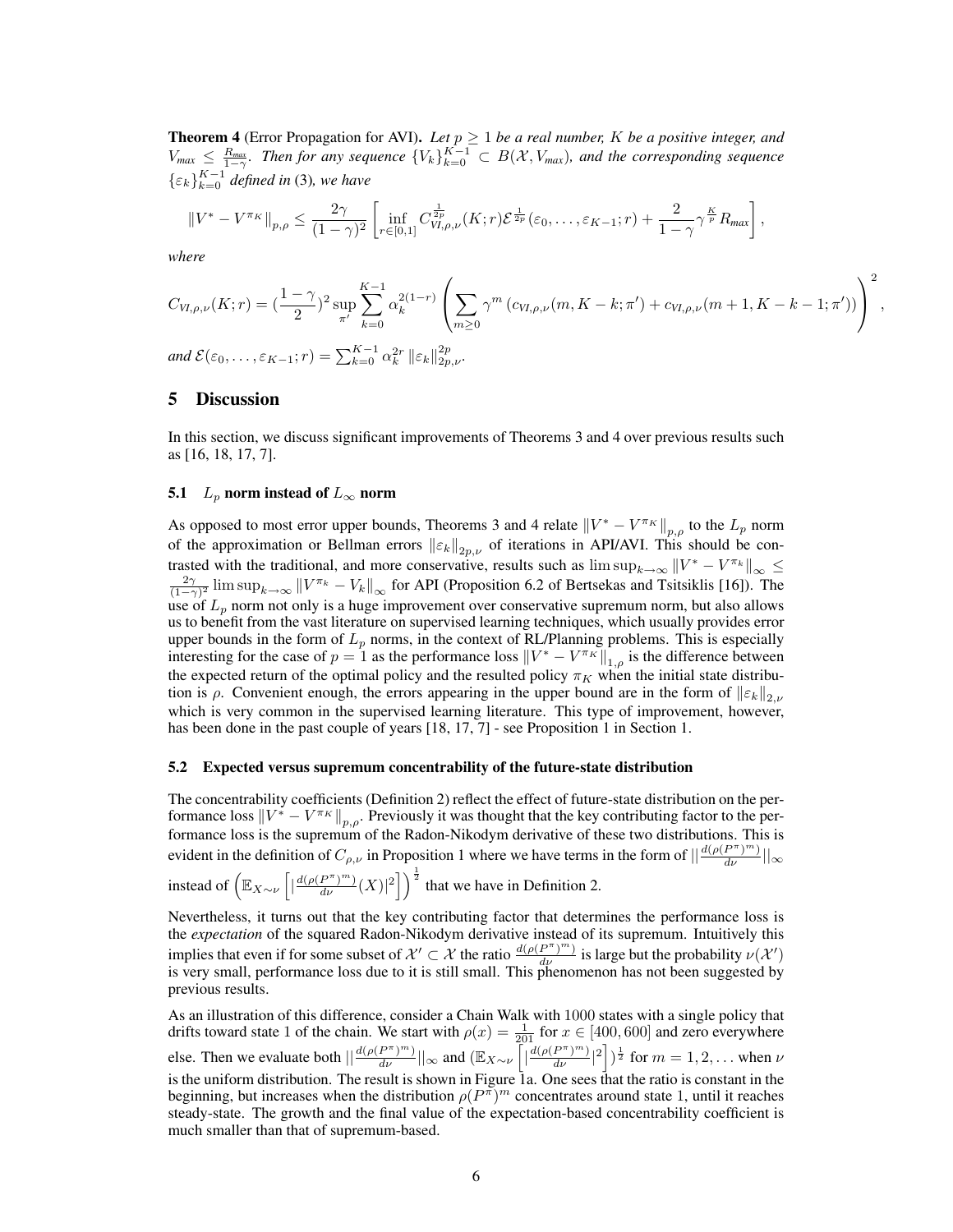**Theorem 4** (Error Propagation for AVI)**.** *Let $p \geq 1$ be a real number, $K$ be a positive integer, and $V_{max} \leq \frac{R_{max}}{1-\gamma}$. Then for any sequence $\{V_k\}_{k=0}^{K-1} \subset B(\mathcal{X}, V_{max})$, and the corresponding sequence $\{\varepsilon_k\}_{k=0}^{K-1}$ defined in* (3)*, we have*

$$\|V^* - V^{\pi_K}\|_{p,\rho} \leq \frac{2\gamma}{(1-\gamma)^2} \left[ \inf_{r \in [0,1]} C_{VI,\rho,\nu}^{\frac{1}{2p}}(K; r) \mathcal{E}^{\frac{1}{2p}}(\varepsilon_0, \ldots, \varepsilon_{K-1}; r) + \frac{2}{1-\gamma} \gamma^{\frac{K}{p}} R_{max} \right],$$

*where*

$$C_{VI,\rho,\nu}(K; r) = (\frac{1-\gamma}{2})^2 \sup_{\pi'} \sum_{k=0}^{K-1} \alpha_k^{2(1-r)} \left( \sum_{m \geq 0} \gamma^m \left( c_{VI,\rho,\nu}(m, K-k; \pi') + c_{VI,\rho,\nu}(m+1, K-k-1; \pi') \right) \right)^2,$$

*and* $\mathcal{E}(\varepsilon_0, \ldots, \varepsilon_{K-1}; r) = \sum_{k=0}^{K-1} \alpha_k^{2r} \|\varepsilon_k\|_{2p,\nu}^{2p}$.

## 5 Discussion

In this section, we discuss significant improvements of Theorems 3 and 4 over previous results such as [16, 18, 17, 7].

### 5.1 $L_p$ norm instead of $L_\infty$ norm

As opposed to most error upper bounds, Theorems 3 and 4 relate $\|V^* - V^{\pi_K}\|_{p,\rho}$ to the $L_p$ norm of the approximation or Bellman errors $\|\varepsilon_k\|_{2p,\nu}$ of iterations in API/AVI. This should be contrasted with the traditional, and more conservative, results such as $\limsup_{k\to\infty} \|V^* - V^{\pi_k}\|_\infty \leq \frac{2\gamma}{(1-\gamma)^2} \limsup_{k\to\infty} \|V^{\pi_k} - V_k\|_\infty$ for API (Proposition 6.2 of Bertsekas and Tsitsiklis [16]). The use of $L_p$ norm not only is a huge improvement over conservative supremum norm, but also allows us to benefit from the vast literature on supervised learning techniques, which usually provides error upper bounds in the form of $L_p$ norms, in the context of RL/Planning problems. This is especially interesting for the case of $p = 1$ as the performance loss $\|V^* - V^{\pi_K}\|_{1,\rho}$ is the difference between the expected return of the optimal policy and the resulted policy $\pi_K$ when the initial state distribution is $\rho$. Convenient enough, the errors appearing in the upper bound are in the form of $\|\varepsilon_k\|_{2,\nu}$ which is very common in the supervised learning literature. This type of improvement, however, has been done in the past couple of years [18, 17, 7] - see Proposition 1 in Section 1.

### 5.2 Expected versus supremum concentrability of the future-state distribution

The concentrability coefficients (Definition 2) reflect the effect of future-state distribution on the performance loss $\|V^* - V^{\pi_K}\|_{p,\rho}$. Previously it was thought that the key contributing factor to the performance loss is the supremum of the Radon-Nikodym derivative of these two distributions. This is evident in the definition of $C_{\rho,\nu}$ in Proposition 1 where we have terms in the form of $\|\frac{d(\rho(P^\pi)^m)}{d\nu}\|_\infty$ instead of $\left(\mathbb{E}_{X\sim\nu}\left[|\frac{d(\rho(P^\pi)^m)}{d\nu}(X)|^2\right]\right)^{\frac{1}{2}}$ that we have in Definition 2.

Nevertheless, it turns out that the key contributing factor that determines the performance loss is the *expectation* of the squared Radon-Nikodym derivative instead of its supremum. Intuitively this implies that even if for some subset of $\mathcal{X}' \subset \mathcal{X}$ the ratio $\frac{d(\rho(P^\pi)^m)}{d\nu}$ is large but the probability $\nu(\mathcal{X}')$ is very small, performance loss due to it is still small. This phenomenon has not been suggested by previous results.

As an illustration of this difference, consider a Chain Walk with 1000 states with a single policy that drifts toward state 1 of the chain. We start with $\rho(x) = \frac{1}{201}$ for $x \in [400, 600]$ and zero everywhere else. Then we evaluate both $\|\frac{d(\rho(P^\pi)^m)}{d\nu}\|_\infty$ and $(\mathbb{E}_{X\sim\nu}\left[|\frac{d(\rho(P^\pi)^m)}{d\nu}|^2\right])^{\frac{1}{2}}$ for $m = 1, 2, \ldots$ when $\nu$ is the uniform distribution. The result is shown in Figure 1a. One sees that the ratio is constant in the beginning, but increases when the distribution $\rho(P^\pi)^m$ concentrates around state 1, until it reaches steady-state. The growth and the final value of the expectation-based concentrability coefficient is much smaller than that of supremum-based.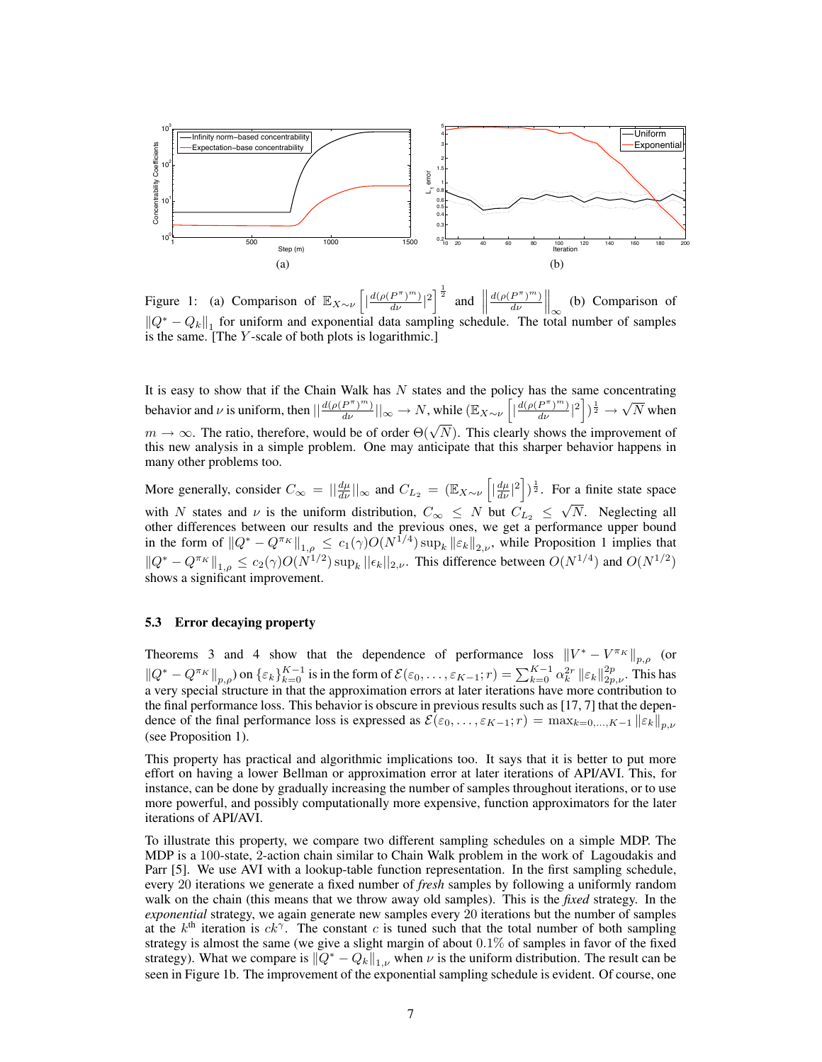Figure 1: (a) Comparison of $\mathbb{E}_{X\sim\nu}\left[|\frac{d(\rho(P^{\pi})^m)}{d\nu}|^2\right]^{\frac{1}{2}}$ and $\left\|\frac{d(\rho(P^{\pi})^m)}{d\nu}\right\|_{\infty}$ (b) Comparison of $\|Q^* - Q_k\|_1$ for uniform and exponential data sampling schedule. The total number of samples is the same. [The $Y$-scale of both plots is logarithmic.]

It is easy to show that if the Chain Walk has $N$ states and the policy has the same concentrating behavior and $\nu$ is uniform, then $\|\frac{d(\rho(P^{\pi})^m)}{d\nu}\|_{\infty} \to N$, while $(\mathbb{E}_{X\sim\nu}\left[|\frac{d(\rho(P^{\pi})^m)}{d\nu}|^2\right])^{\frac{1}{2}} \to \sqrt{N}$ when $m \to \infty$. The ratio, therefore, would be of order $\Theta(\sqrt{N})$. This clearly shows the improvement of this new analysis in a simple problem. One may anticipate that this sharper behavior happens in many other problems too.

More generally, consider $C_{\infty} = \|\frac{d\mu}{d\nu}\|_{\infty}$ and $C_{L_2} = (\mathbb{E}_{X\sim\nu}\left[|\frac{d\mu}{d\nu}|^2\right])^{\frac{1}{2}}$. For a finite state space with $N$ states and $\nu$ is the uniform distribution, $C_{\infty} \leq N$ but $C_{L_2} \leq \sqrt{N}$. Neglecting all other differences between our results and the previous ones, we get a performance upper bound in the form of $\|Q^* - Q^{\pi_K}\|_{1,\rho} \leq c_1(\gamma) O(N^{1/4}) \sup_k \|\varepsilon_k\|_{2,\nu}$, while Proposition 1 implies that $\|Q^* - Q^{\pi_K}\|_{1,\rho} \leq c_2(\gamma) O(N^{1/2}) \sup_k \|\epsilon_k\|_{2,\nu}$. This difference between $O(N^{1/4})$ and $O(N^{1/2})$ shows a significant improvement.

### 5.3 Error decaying property

Theorems 3 and 4 show that the dependence of performance loss $\|V^* - V^{\pi_K}\|_{p,\rho}$ (or $\|Q^* - Q^{\pi_K}\|_{p,\rho}$) on $\{\varepsilon_k\}_{k=0}^{K-1}$ is in the form of $\mathcal{E}(\varepsilon_0, \ldots, \varepsilon_{K-1}; r) = \sum_{k=0}^{K-1} \alpha_k^{2r} \|\varepsilon_k\|_{2p,\nu}^{2p}$. This has a very special structure in that the approximation errors at later iterations have more contribution to the final performance loss. This behavior is obscure in previous results such as [17, 7] that the dependence of the final performance loss is expressed as $\mathcal{E}(\varepsilon_0, \ldots, \varepsilon_{K-1}; r) = \max_{k=0,\ldots,K-1} \|\varepsilon_k\|_{p,\nu}$ (see Proposition 1).

This property has practical and algorithmic implications too. It says that it is better to put more effort on having a lower Bellman or approximation error at later iterations of API/AVI. This, for instance, can be done by gradually increasing the number of samples throughout iterations, or to use more powerful, and possibly computationally more expensive, function approximators for the later iterations of API/AVI.

To illustrate this property, we compare two different sampling schedules on a simple MDP. The MDP is a 100-state, 2-action chain similar to Chain Walk problem in the work of Lagoudakis and Parr [5]. We use AVI with a lookup-table function representation. In the first sampling schedule, every 20 iterations we generate a fixed number of *fresh* samples by following a uniformly random walk on the chain (this means that we throw away old samples). This is the *fixed* strategy. In the *exponential* strategy, we again generate new samples every 20 iterations but the number of samples at the $k^{\text{th}}$ iteration is $ck^{\gamma}$. The constant $c$ is tuned such that the total number of both sampling strategy is almost the same (we give a slight margin of about 0.1% of samples in favor of the fixed strategy). What we compare is $\|Q^* - Q_k\|_{1,\nu}$ when $\nu$ is the uniform distribution. The result can be seen in Figure 1b. The improvement of the exponential sampling schedule is evident. Of course, one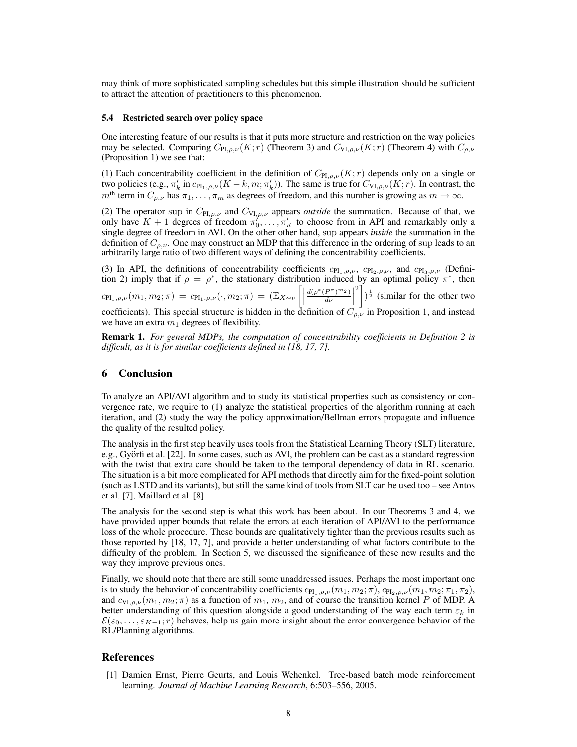may think of more sophisticated sampling schedules but this simple illustration should be sufficient to attract the attention of practitioners to this phenomenon.

### 5.4 Restricted search over policy space

One interesting feature of our results is that it puts more structure and restriction on the way policies may be selected. Comparing $C_{\text{PI},\rho,\nu}(K;r)$ (Theorem 3) and $C_{\text{VI},\rho,\nu}(K;r)$ (Theorem 4) with $C_{\rho,\nu}$ (Proposition 1) we see that:

(1) Each concentrability coefficient in the definition of $C_{\text{PI},\rho,\nu}(K;r)$ depends only on a single or two policies (e.g., $\pi'_k$ in $c_{\text{PI}_1,\rho,\nu}(K-k,m;\pi'_k)$). The same is true for $C_{\text{VI},\rho,\nu}(K;r)$. In contrast, the $m^{\text{th}}$ term in $C_{\rho,\nu}$ has $\pi_1,\dots,\pi_m$ as degrees of freedom, and this number is growing as $m \to \infty$.

(2) The operator $\sup$ in $C_{\text{PI},\rho,\nu}$ and $C_{\text{VI},\rho,\nu}$ appears *outside* the summation. Because of that, we only have $K+1$ degrees of freedom $\pi'_0,\dots,\pi'_K$ to choose from in API and remarkably only a single degree of freedom in AVI. On the other other hand, $\sup$ appears *inside* the summation in the definition of $C_{\rho,\nu}$. One may construct an MDP that this difference in the ordering of $\sup$ leads to an arbitrarily large ratio of two different ways of defining the concentrability coefficients.

(3) In API, the definitions of concentrability coefficients $c_{\text{PI}_1,\rho,\nu}$, $c_{\text{PI}_2,\rho,\nu}$, and $c_{\text{PI}_3,\rho,\nu}$ (Definition 2) imply that if $\rho = \rho^*$, the stationary distribution induced by an optimal policy $\pi^*$, then $c_{\text{PI}_1,\rho,\nu}(m_1,m_2;\pi) = c_{\text{PI}_1,\rho,\nu}(\cdot,m_2;\pi) = (\mathbb{E}_{X\sim\nu}\left[\left|\frac{d(\rho^*(P^\pi)^{m_2})}{d\nu}\right|^2\right])^{\frac{1}{2}}$ (similar for the other two coefficients). This special structure is hidden in the definition of $C_{\rho,\nu}$ in Proposition 1, and instead we have an extra $m_1$ degrees of flexibility.

**Remark 1.** *For general MDPs, the computation of concentrability coefficients in Definition 2 is difficult, as it is for similar coefficients defined in [18, 17, 7].*

## 6 Conclusion

To analyze an API/AVI algorithm and to study its statistical properties such as consistency or convergence rate, we require to (1) analyze the statistical properties of the algorithm running at each iteration, and (2) study the way the policy approximation/Bellman errors propagate and influence the quality of the resulted policy.

The analysis in the first step heavily uses tools from the Statistical Learning Theory (SLT) literature, e.g., Györfi et al. [22]. In some cases, such as AVI, the problem can be cast as a standard regression with the twist that extra care should be taken to the temporal dependency of data in RL scenario. The situation is a bit more complicated for API methods that directly aim for the fixed-point solution (such as LSTD and its variants), but still the same kind of tools from SLT can be used too – see Antos et al. [7], Maillard et al. [8].

The analysis for the second step is what this work has been about. In our Theorems 3 and 4, we have provided upper bounds that relate the errors at each iteration of API/AVI to the performance loss of the whole procedure. These bounds are qualitatively tighter than the previous results such as those reported by [18, 17, 7], and provide a better understanding of what factors contribute to the difficulty of the problem. In Section 5, we discussed the significance of these new results and the way they improve previous ones.

Finally, we should note that there are still some unaddressed issues. Perhaps the most important one is to study the behavior of concentrability coefficients $c_{\text{PI}_1,\rho,\nu}(m_1,m_2;\pi)$, $c_{\text{PI}_2,\rho,\nu}(m_1,m_2;\pi_1,\pi_2)$, and $c_{\text{VI},\rho,\nu}(m_1,m_2;\pi)$ as a function of $m_1$, $m_2$, and of course the transition kernel $P$ of MDP. A better understanding of this question alongside a good understanding of the way each term $\varepsilon_k$ in $\mathcal{E}(\varepsilon_0,\dots,\varepsilon_{K-1};r)$ behaves, help us gain more insight about the error convergence behavior of the RL/Planning algorithms.

## References

[1] Damien Ernst, Pierre Geurts, and Louis Wehenkel. Tree-based batch mode reinforcement learning. *Journal of Machine Learning Research*, 6:503–556, 2005.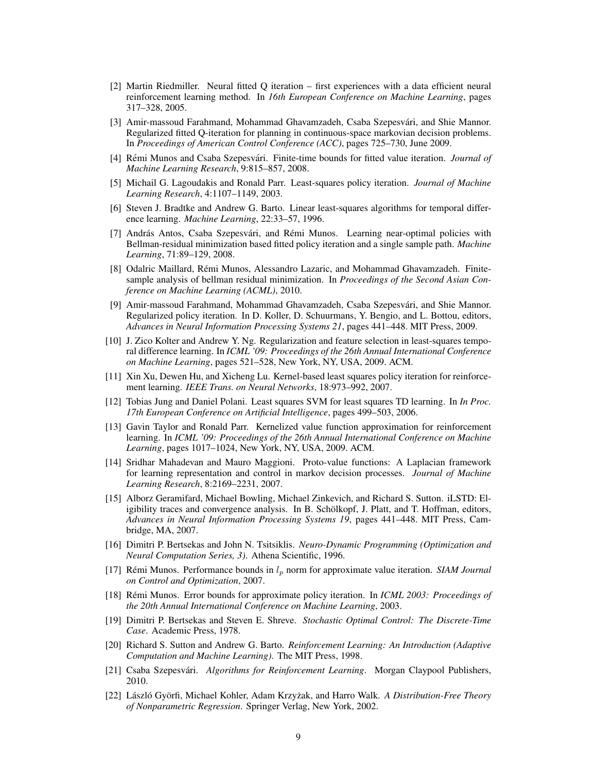[2] Martin Riedmiller. Neural fitted Q iteration – first experiences with a data efficient neural reinforcement learning method. In *16th European Conference on Machine Learning*, pages 317–328, 2005.

[3] Amir-massoud Farahmand, Mohammad Ghavamzadeh, Csaba Szepesvári, and Shie Mannor. Regularized fitted Q-iteration for planning in continuous-space markovian decision problems. In *Proceedings of American Control Conference (ACC)*, pages 725–730, June 2009.

[4] Rémi Munos and Csaba Szepesvári. Finite-time bounds for fitted value iteration. *Journal of Machine Learning Research*, 9:815–857, 2008.

[5] Michail G. Lagoudakis and Ronald Parr. Least-squares policy iteration. *Journal of Machine Learning Research*, 4:1107–1149, 2003.

[6] Steven J. Bradtke and Andrew G. Barto. Linear least-squares algorithms for temporal difference learning. *Machine Learning*, 22:33–57, 1996.

[7] András Antos, Csaba Szepesvári, and Rémi Munos. Learning near-optimal policies with Bellman-residual minimization based fitted policy iteration and a single sample path. *Machine Learning*, 71:89–129, 2008.

[8] Odalric Maillard, Rémi Munos, Alessandro Lazaric, and Mohammad Ghavamzadeh. Finite-sample analysis of bellman residual minimization. In *Proceedings of the Second Asian Conference on Machine Learning (ACML)*, 2010.

[9] Amir-massoud Farahmand, Mohammad Ghavamzadeh, Csaba Szepesvári, and Shie Mannor. Regularized policy iteration. In D. Koller, D. Schuurmans, Y. Bengio, and L. Bottou, editors, *Advances in Neural Information Processing Systems 21*, pages 441–448. MIT Press, 2009.

[10] J. Zico Kolter and Andrew Y. Ng. Regularization and feature selection in least-squares temporal difference learning. In *ICML '09: Proceedings of the 26th Annual International Conference on Machine Learning*, pages 521–528, New York, NY, USA, 2009. ACM.

[11] Xin Xu, Dewen Hu, and Xicheng Lu. Kernel-based least squares policy iteration for reinforcement learning. *IEEE Trans. on Neural Networks*, 18:973–992, 2007.

[12] Tobias Jung and Daniel Polani. Least squares SVM for least squares TD learning. In *In Proc. 17th European Conference on Artificial Intelligence*, pages 499–503, 2006.

[13] Gavin Taylor and Ronald Parr. Kernelized value function approximation for reinforcement learning. In *ICML '09: Proceedings of the 26th Annual International Conference on Machine Learning*, pages 1017–1024, New York, NY, USA, 2009. ACM.

[14] Sridhar Mahadevan and Mauro Maggioni. Proto-value functions: A Laplacian framework for learning representation and control in markov decision processes. *Journal of Machine Learning Research*, 8:2169–2231, 2007.

[15] Alborz Geramifard, Michael Bowling, Michael Zinkevich, and Richard S. Sutton. iLSTD: Eligibility traces and convergence analysis. In B. Schölkopf, J. Platt, and T. Hoffman, editors, *Advances in Neural Information Processing Systems 19*, pages 441–448. MIT Press, Cambridge, MA, 2007.

[16] Dimitri P. Bertsekas and John N. Tsitsiklis. *Neuro-Dynamic Programming (Optimization and Neural Computation Series, 3)*. Athena Scientific, 1996.

[17] Rémi Munos. Performance bounds in $l_p$ norm for approximate value iteration. *SIAM Journal on Control and Optimization*, 2007.

[18] Rémi Munos. Error bounds for approximate policy iteration. In *ICML 2003: Proceedings of the 20th Annual International Conference on Machine Learning*, 2003.

[19] Dimitri P. Bertsekas and Steven E. Shreve. *Stochastic Optimal Control: The Discrete-Time Case*. Academic Press, 1978.

[20] Richard S. Sutton and Andrew G. Barto. *Reinforcement Learning: An Introduction (Adaptive Computation and Machine Learning)*. The MIT Press, 1998.

[21] Csaba Szepesvári. *Algorithms for Reinforcement Learning*. Morgan Claypool Publishers, 2010.

[22] László Györfi, Michael Kohler, Adam Krzyżak, and Harro Walk. *A Distribution-Free Theory of Nonparametric Regression*. Springer Verlag, New York, 2002.